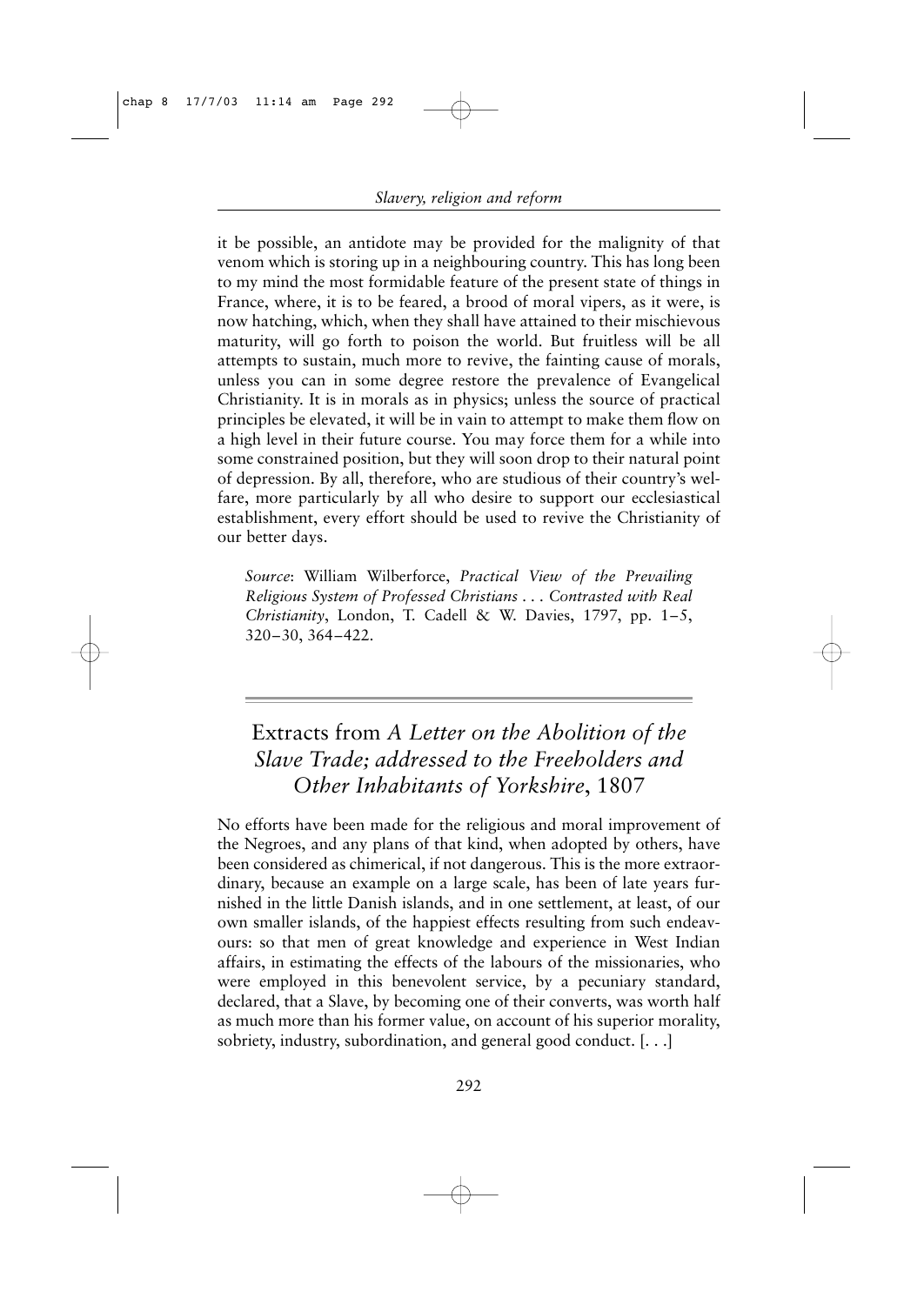it be possible, an antidote may be provided for the malignity of that venom which is storing up in a neighbouring country. This has long been to my mind the most formidable feature of the present state of things in France, where, it is to be feared, a brood of moral vipers, as it were, is now hatching, which, when they shall have attained to their mischievous maturity, will go forth to poison the world. But fruitless will be all attempts to sustain, much more to revive, the fainting cause of morals, unless you can in some degree restore the prevalence of Evangelical Christianity. It is in morals as in physics; unless the source of practical principles be elevated, it will be in vain to attempt to make them flow on a high level in their future course. You may force them for a while into some constrained position, but they will soon drop to their natural point of depression. By all, therefore, who are studious of their country's welfare, more particularly by all who desire to support our ecclesiastical establishment, every effort should be used to revive the Christianity of our better days.

*Source*: William Wilberforce, *Practical View of the Prevailing Religious System of Professed Christians . . . Contrasted with Real Christianity*, London, T. Cadell & W. Davies, 1797, pp. 1–5, 320–30, 364–422.

## Extracts from *A Letter on the Abolition of the Slave Trade; addressed to the Freeholders and Other Inhabitants of Yorkshire*, 1807

No efforts have been made for the religious and moral improvement of the Negroes, and any plans of that kind, when adopted by others, have been considered as chimerical, if not dangerous. This is the more extraordinary, because an example on a large scale, has been of late years furnished in the little Danish islands, and in one settlement, at least, of our own smaller islands, of the happiest effects resulting from such endeavours: so that men of great knowledge and experience in West Indian affairs, in estimating the effects of the labours of the missionaries, who were employed in this benevolent service, by a pecuniary standard, declared, that a Slave, by becoming one of their converts, was worth half as much more than his former value, on account of his superior morality, sobriety, industry, subordination, and general good conduct. [. . .]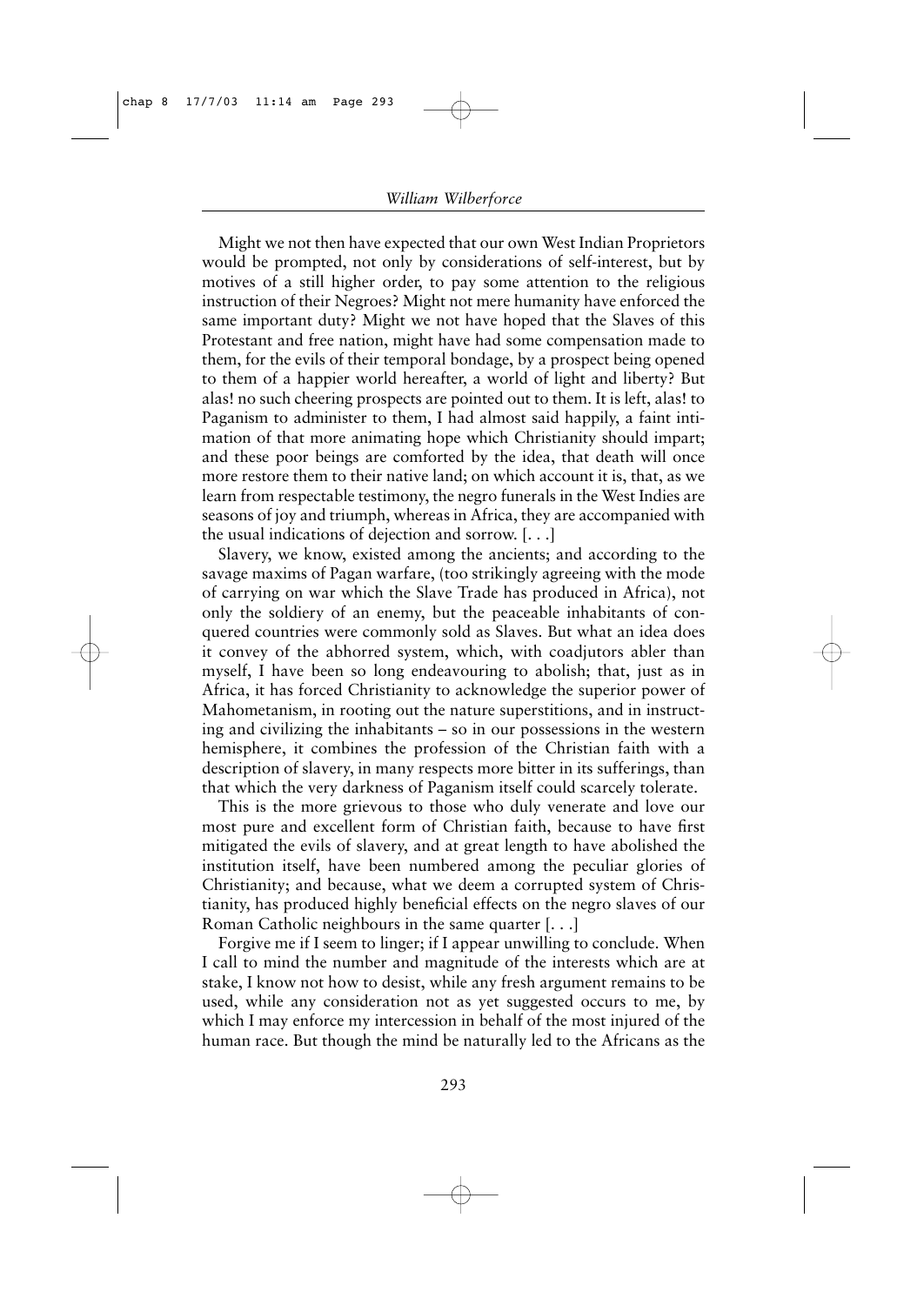Might we not then have expected that our own West Indian Proprietors would be prompted, not only by considerations of self-interest, but by motives of a still higher order, to pay some attention to the religious instruction of their Negroes? Might not mere humanity have enforced the same important duty? Might we not have hoped that the Slaves of this Protestant and free nation, might have had some compensation made to them, for the evils of their temporal bondage, by a prospect being opened to them of a happier world hereafter, a world of light and liberty? But alas! no such cheering prospects are pointed out to them. It is left, alas! to Paganism to administer to them, I had almost said happily, a faint intimation of that more animating hope which Christianity should impart; and these poor beings are comforted by the idea, that death will once more restore them to their native land; on which account it is, that, as we learn from respectable testimony, the negro funerals in the West Indies are seasons of joy and triumph, whereas in Africa, they are accompanied with the usual indications of dejection and sorrow. [. . .]

Slavery, we know, existed among the ancients; and according to the savage maxims of Pagan warfare, (too strikingly agreeing with the mode of carrying on war which the Slave Trade has produced in Africa), not only the soldiery of an enemy, but the peaceable inhabitants of conquered countries were commonly sold as Slaves. But what an idea does it convey of the abhorred system, which, with coadjutors abler than myself, I have been so long endeavouring to abolish; that, just as in Africa, it has forced Christianity to acknowledge the superior power of Mahometanism, in rooting out the nature superstitions, and in instructing and civilizing the inhabitants – so in our possessions in the western hemisphere, it combines the profession of the Christian faith with a description of slavery, in many respects more bitter in its sufferings, than that which the very darkness of Paganism itself could scarcely tolerate.

This is the more grievous to those who duly venerate and love our most pure and excellent form of Christian faith, because to have first mitigated the evils of slavery, and at great length to have abolished the institution itself, have been numbered among the peculiar glories of Christianity; and because, what we deem a corrupted system of Christianity, has produced highly beneficial effects on the negro slaves of our Roman Catholic neighbours in the same quarter [. . .]

Forgive me if I seem to linger; if I appear unwilling to conclude. When I call to mind the number and magnitude of the interests which are at stake, I know not how to desist, while any fresh argument remains to be used, while any consideration not as yet suggested occurs to me, by which I may enforce my intercession in behalf of the most injured of the human race. But though the mind be naturally led to the Africans as the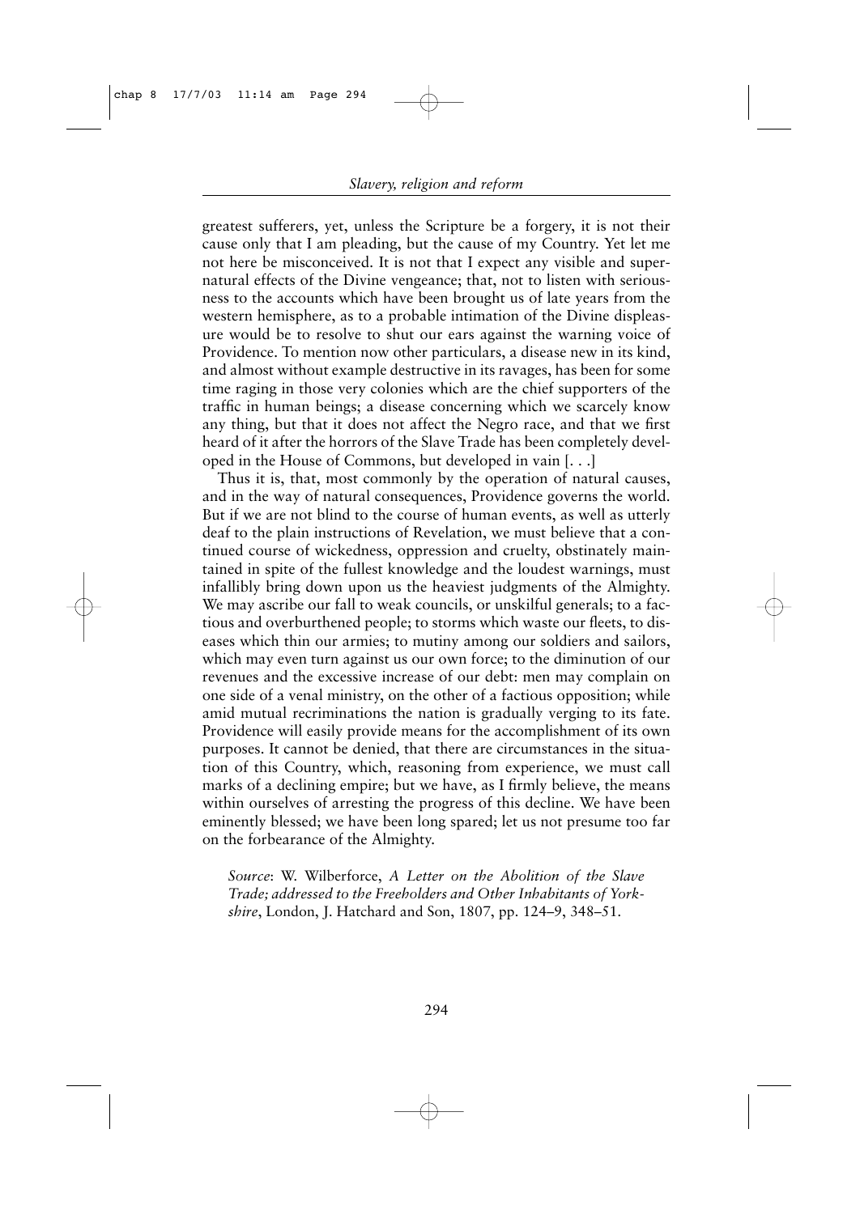greatest sufferers, yet, unless the Scripture be a forgery, it is not their cause only that I am pleading, but the cause of my Country. Yet let me not here be misconceived. It is not that I expect any visible and supernatural effects of the Divine vengeance; that, not to listen with seriousness to the accounts which have been brought us of late years from the western hemisphere, as to a probable intimation of the Divine displeasure would be to resolve to shut our ears against the warning voice of Providence. To mention now other particulars, a disease new in its kind, and almost without example destructive in its ravages, has been for some time raging in those very colonies which are the chief supporters of the traffic in human beings; a disease concerning which we scarcely know any thing, but that it does not affect the Negro race, and that we first heard of it after the horrors of the Slave Trade has been completely developed in the House of Commons, but developed in vain [. . .]

Thus it is, that, most commonly by the operation of natural causes, and in the way of natural consequences, Providence governs the world. But if we are not blind to the course of human events, as well as utterly deaf to the plain instructions of Revelation, we must believe that a continued course of wickedness, oppression and cruelty, obstinately maintained in spite of the fullest knowledge and the loudest warnings, must infallibly bring down upon us the heaviest judgments of the Almighty. We may ascribe our fall to weak councils, or unskilful generals; to a factious and overburthened people; to storms which waste our fleets, to diseases which thin our armies; to mutiny among our soldiers and sailors, which may even turn against us our own force; to the diminution of our revenues and the excessive increase of our debt: men may complain on one side of a venal ministry, on the other of a factious opposition; while amid mutual recriminations the nation is gradually verging to its fate. Providence will easily provide means for the accomplishment of its own purposes. It cannot be denied, that there are circumstances in the situation of this Country, which, reasoning from experience, we must call marks of a declining empire; but we have, as I firmly believe, the means within ourselves of arresting the progress of this decline. We have been eminently blessed; we have been long spared; let us not presume too far on the forbearance of the Almighty.

*Source*: W. Wilberforce, *A Letter on the Abolition of the Slave Trade; addressed to the Freeholders and Other Inhabitants of Yorkshire*, London, J. Hatchard and Son, 1807, pp. 124–9, 348–51.